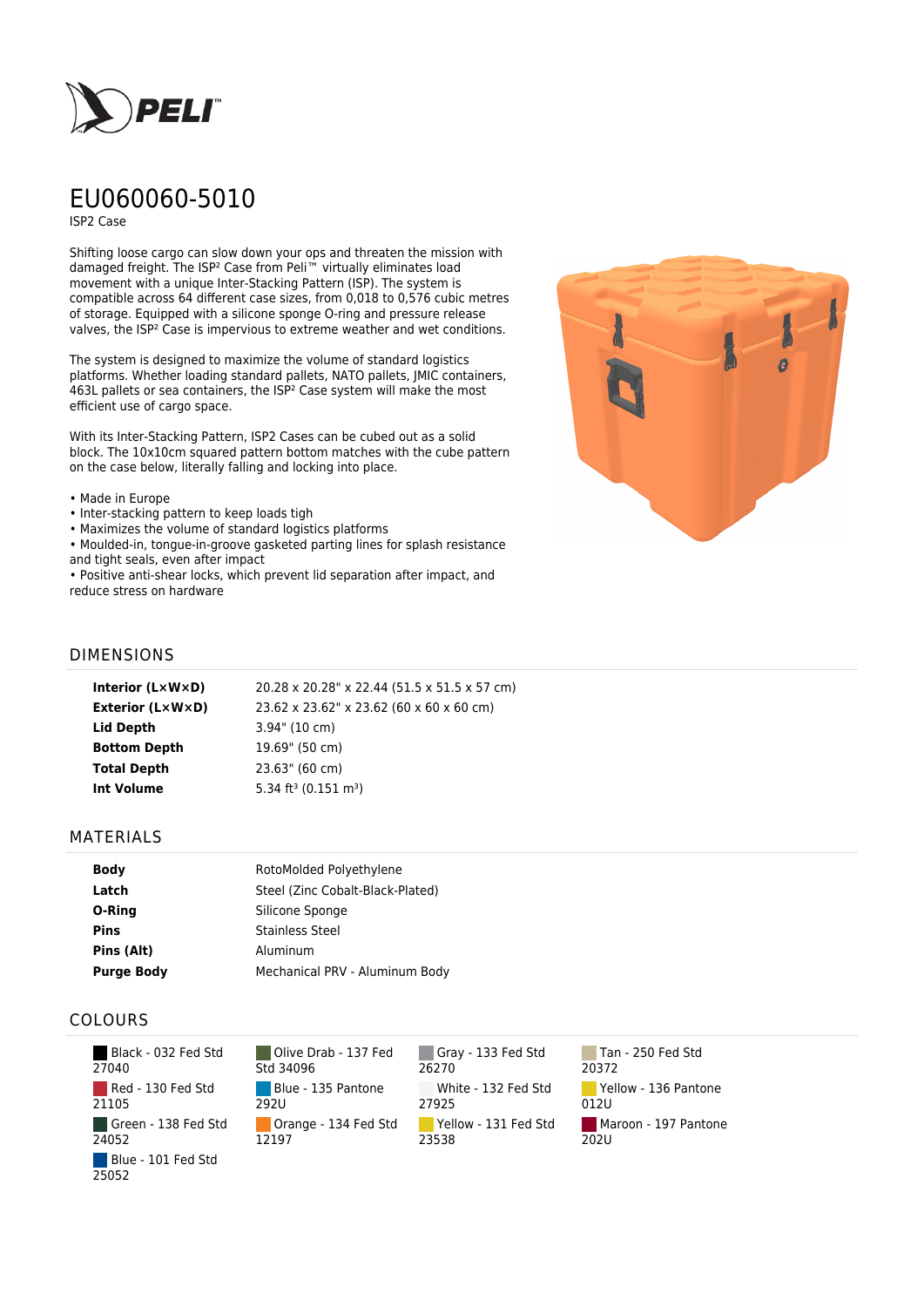# EU060060-5010

ISP2 Case

Shifting loose cargo can slow down your ops and threaten the mission with damaged freight. The ISP² Case from Peli™ virtually eliminates load movement with a unique Inter-Stacking Pattern (ISP). The system is compatible across 64 different case sizes, from 0,018 to 0,576 cubic metres of storage. Equipped with a silicone sponge O-ring and pressure release valves, the ISP² Case is impervious to extreme weather and wet conditions.

The system is designed to maximize the volume of standard logistics platforms. Whether loading standard pallets, NATO pallets, JMIC containers, 463L pallets or sea containers, the ISP² Case system will make the most efficient use of cargo space.

With its Inter-Stacking Pattern, ISP2 Cases can be cubed out as a solid block. The 10x10cm squared pattern bottom matches with the cube pattern on the case below, literally falling and locking into place.

- Made in Europe
- Inter-stacking pattern to keep loads tigh
- Maximizes the volume of standard logistics platforms
- Moulded-in, tongue-in-groove gasketed parting lines for splash resistance and tight seals, even after impact
- Positive anti-shear locks, which prevent lid separation after impact, and reduce stress on hardware

## DIMENSIONS

| | |
|---|---|
| **Interior (L×W×D)** | 20.28 x 20.28" x 22.44 (51.5 x 51.5 x 57 cm) |
| **Exterior (L×W×D)** | 23.62 x 23.62" x 23.62 (60 x 60 x 60 cm) |
| **Lid Depth** | 3.94" (10 cm) |
| **Bottom Depth** | 19.69" (50 cm) |
| **Total Depth** | 23.63" (60 cm) |
| **Int Volume** | 5.34 ft³ (0.151 m³) |

## MATERIALS

| | |
|---|---|
| **Body** | RotoMolded Polyethylene |
| **Latch** | Steel (Zinc Cobalt-Black-Plated) |
| **O-Ring** | Silicone Sponge |
| **Pins** | Stainless Steel |
| **Pins (Alt)** | Aluminum |
| **Purge Body** | Mechanical PRV - Aluminum Body |

## COLOURS

| | | | |
|---|---|---|---|
| Black - 032 Fed Std 27040 | Olive Drab - 137 Fed Std 34096 | Gray - 133 Fed Std 26270 | Tan - 250 Fed Std 20372 |
| Red - 130 Fed Std 21105 | Blue - 135 Pantone 292U | White - 132 Fed Std 27925 | Yellow - 136 Pantone 012U |
| Green - 138 Fed Std 24052 | Orange - 134 Fed Std 12197 | Yellow - 131 Fed Std 23538 | Maroon - 197 Pantone 202U |
| Blue - 101 Fed Std 25052 | | | |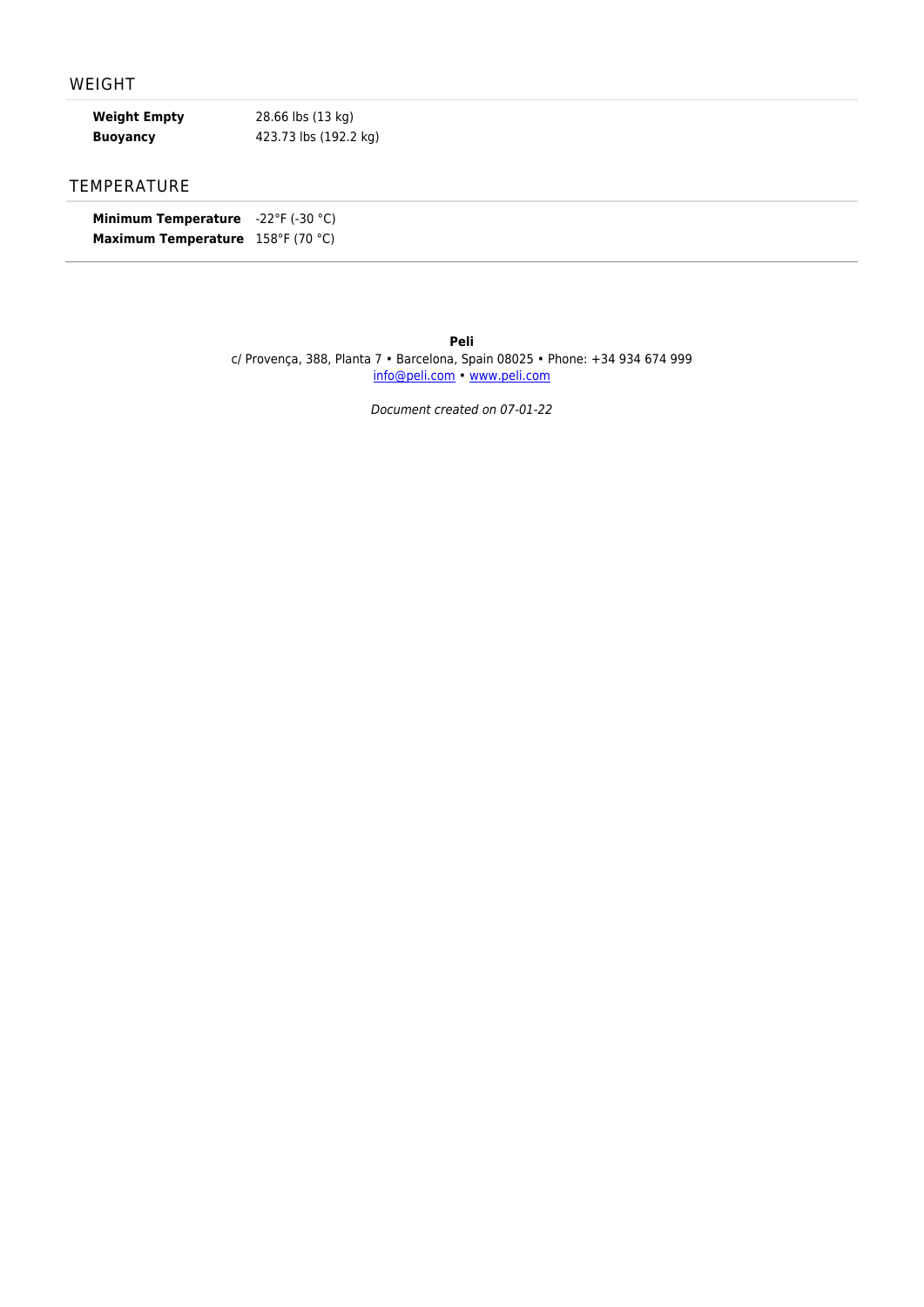## WEIGHT

| | |
|---|---|
| **Weight Empty** | 28.66 lbs (13 kg) |
| **Buoyancy** | 423.73 lbs (192.2 kg) |

## TEMPERATURE

| | |
|---|---|
| **Minimum Temperature** | -22°F (-30 °C) |
| **Maximum Temperature** | 158°F (70 °C) |

---

**Peli**
c/ Provença, 388, Planta 7 • Barcelona, Spain 08025 • Phone: +34 934 674 999
info@peli.com • www.peli.com

*Document created on 07-01-22*